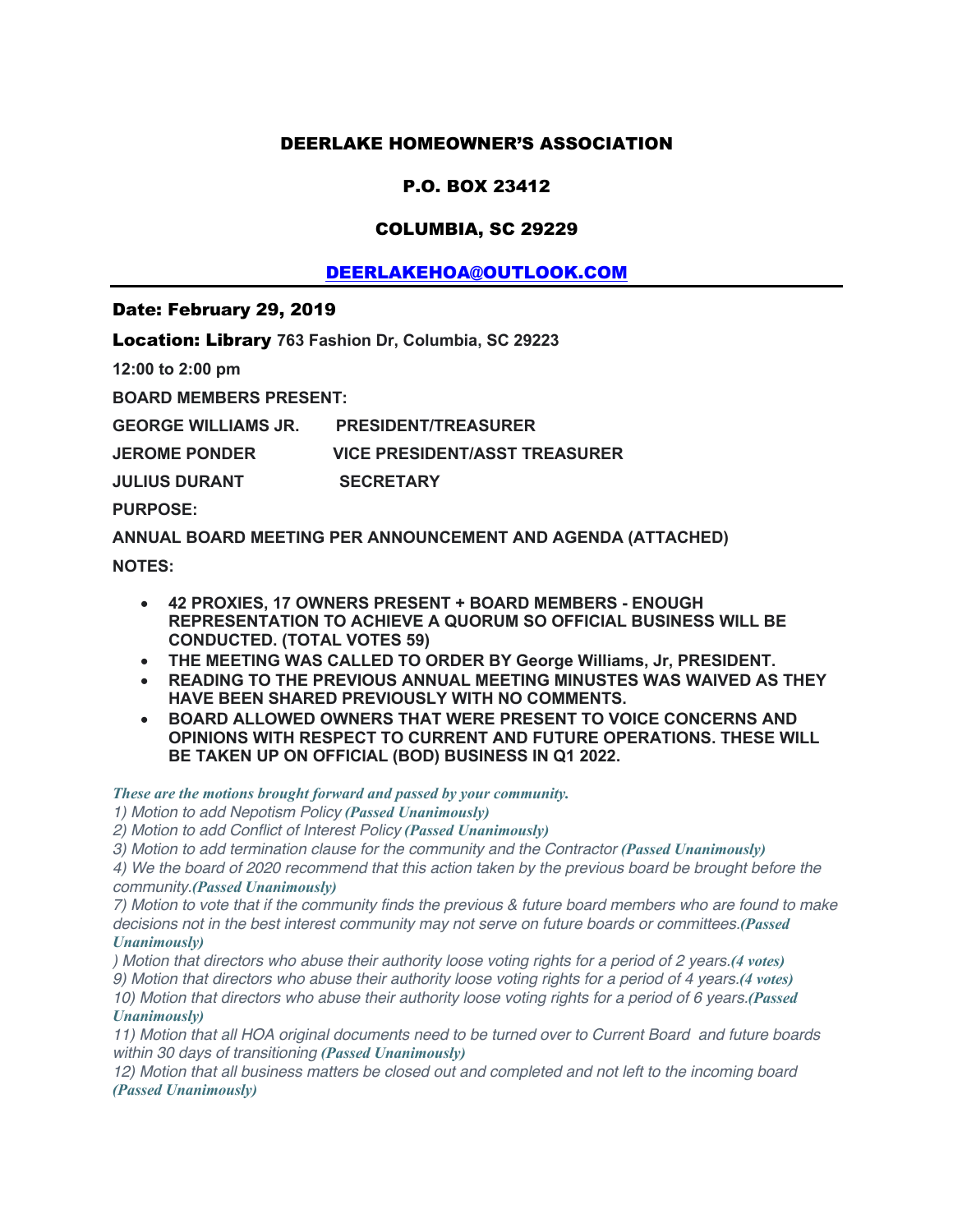# DEERLAKE HOMEOWNER'S ASSOCIATION

## P.O. BOX 23412

## COLUMBIA, SC 29229

## [DEERLAKEHOA@OUTLOOK.COM](mailto:DEERLAKEHOA@OUTLOOK.COM)

---

**Date: February 29, 2019**

**Location: Library 763 Fashion Dr, Columbia, SC 29223**

**12:00 to 2:00 pm**

**BOARD MEMBERS PRESENT:**

**GEORGE WILLIAMS JR. PRESIDENT/TREASURER**

**JEROME PONDER VICE PRESIDENT/ASST TREASURER**

**JULIUS DURANT SECRETARY**

**PURPOSE:**

**ANNUAL BOARD MEETING PER ANNOUNCEMENT AND AGENDA (ATTACHED)**

**NOTES:**

- **42 PROXIES, 17 OWNERS PRESENT + BOARD MEMBERS - ENOUGH REPRESENTATION TO ACHIEVE A QUORUM SO OFFICIAL BUSINESS WILL BE CONDUCTED. (TOTAL VOTES 59)**
- **THE MEETING WAS CALLED TO ORDER BY George Williams, Jr, PRESIDENT.**
- **READING TO THE PREVIOUS ANNUAL MEETING MINUSTES WAS WAIVED AS THEY HAVE BEEN SHARED PREVIOUSLY WITH NO COMMENTS.**
- **BOARD ALLOWED OWNERS THAT WERE PRESENT TO VOICE CONCERNS AND OPINIONS WITH RESPECT TO CURRENT AND FUTURE OPERATIONS. THESE WILL BE TAKEN UP ON OFFICIAL (BOD) BUSINESS IN Q1 2022.**

***These are the motions brought forward and passed by your community.***

*1) Motion to add Nepotism Policy **(Passed Unanimously)***

*2) Motion to add Conflict of Interest Policy **(Passed Unanimously)***

*3) Motion to add termination clause for the community and the Contractor **(Passed Unanimously)***

*4) We the board of 2020 recommend that this action taken by the previous board be brought before the community.**(Passed Unanimously)***

*7) Motion to vote that if the community finds the previous & future board members who are found to make decisions not in the best interest community may not serve on future boards or committees.**(Passed Unanimously)***

*) Motion that directors who abuse their authority loose voting rights for a period of 2 years.**(4 votes)***

*9) Motion that directors who abuse their authority loose voting rights for a period of 4 years.**(4 votes)***

*10) Motion that directors who abuse their authority loose voting rights for a period of 6 years.**(Passed Unanimously)***

*11) Motion that all HOA original documents need to be turned over to Current Board and future boards within 30 days of transitioning **(Passed Unanimously)***

*12) Motion that all business matters be closed out and completed and not left to the incoming board **(Passed Unanimously)***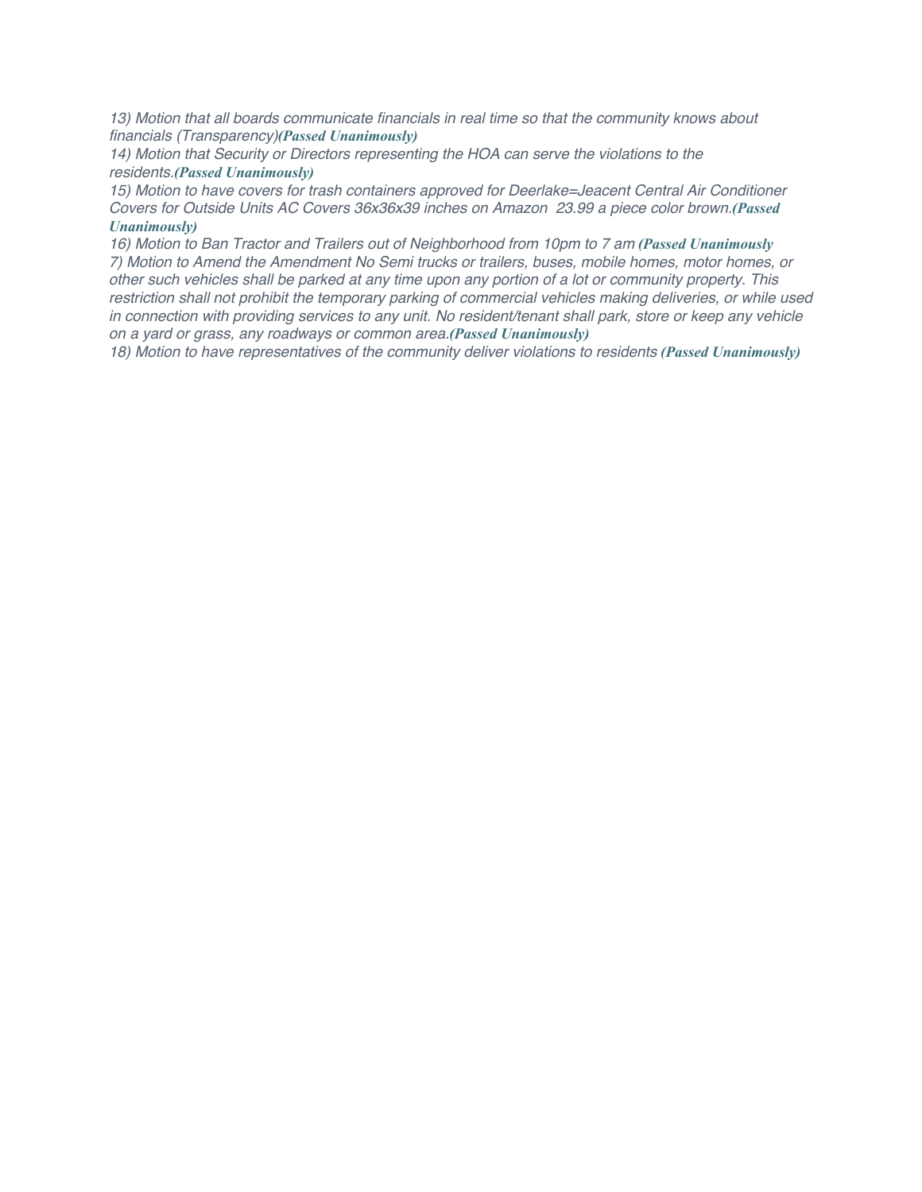*13) Motion that all boards communicate financials in real time so that the community knows about financials (Transparency)**(Passed Unanimously)***

*14) Motion that Security or Directors representing the HOA can serve the violations to the residents.**(Passed Unanimously)***

*15) Motion to have covers for trash containers approved for Deerlake=Jeacent Central Air Conditioner Covers for Outside Units AC Covers 36x36x39 inches on Amazon 23.99 a piece color brown.**(Passed Unanimously)***

*16) Motion to Ban Tractor and Trailers out of Neighborhood from 10pm to 7 am **(Passed Unanimously***

*7) Motion to Amend the Amendment No Semi trucks or trailers, buses, mobile homes, motor homes, or other such vehicles shall be parked at any time upon any portion of a lot or community property. This restriction shall not prohibit the temporary parking of commercial vehicles making deliveries, or while used in connection with providing services to any unit. No resident/tenant shall park, store or keep any vehicle on a yard or grass, any roadways or common area.**(Passed Unanimously)***

*18) Motion to have representatives of the community deliver violations to residents **(Passed Unanimously)***